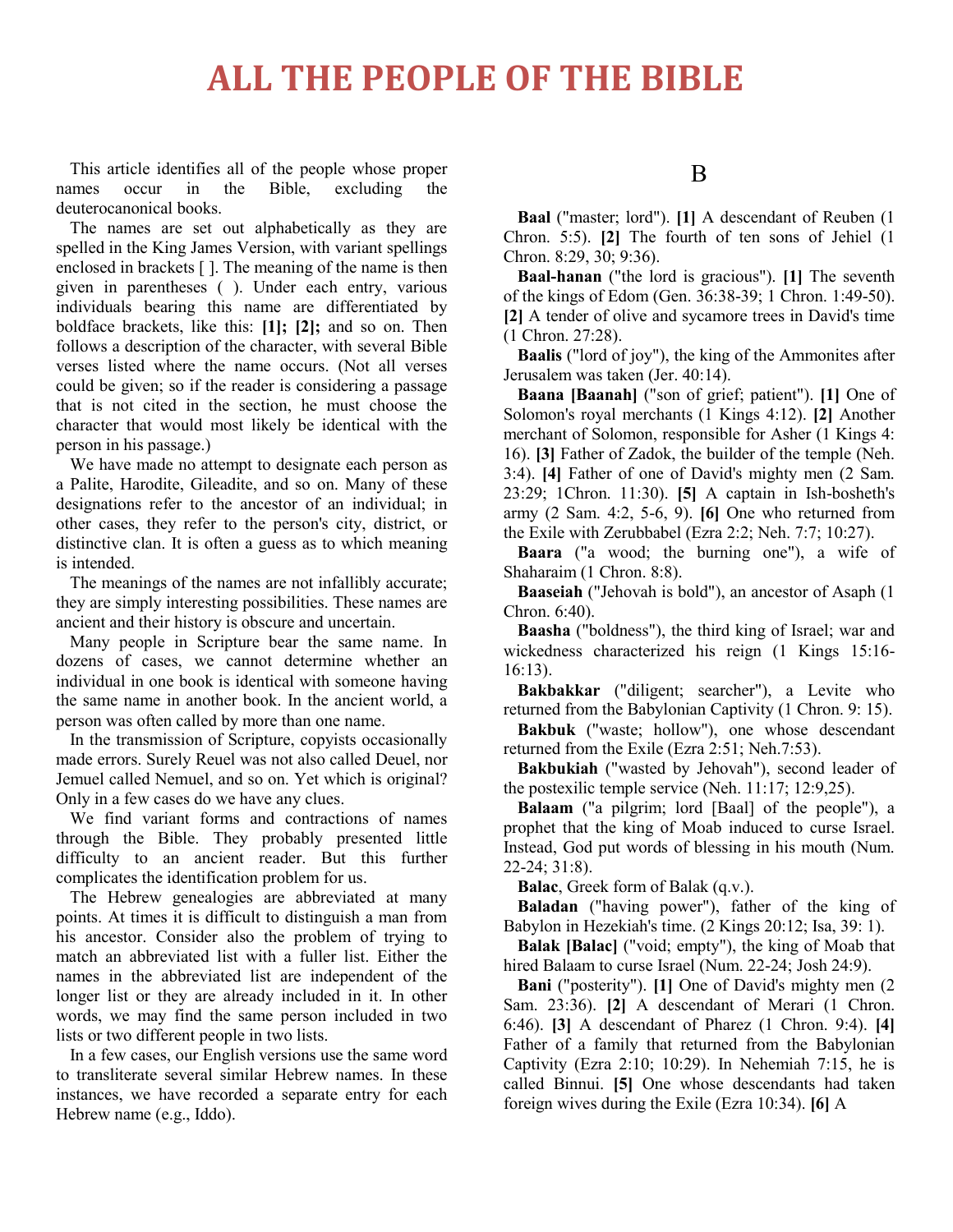# ALL THE PEOPLE OF THE BIBLE

This article identifies all of the people whose proper names occur in the Bible, excluding the deuterocanonical books.

The names are set out alphabetically as they are spelled in the King James Version, with variant spellings enclosed in brackets [ ]. The meaning of the name is then given in parentheses ( ). Under each entry, various individuals bearing this name are differentiated by boldface brackets, like this: **[1]; [2];** and so on. Then follows a description of the character, with several Bible verses listed where the name occurs. (Not all verses could be given; so if the reader is considering a passage that is not cited in the section, he must choose the character that would most likely be identical with the person in his passage.)

We have made no attempt to designate each person as a Palite, Harodite, Gileadite, and so on. Many of these designations refer to the ancestor of an individual; in other cases, they refer to the person's city, district, or distinctive clan. It is often a guess as to which meaning is intended.

The meanings of the names are not infallibly accurate; they are simply interesting possibilities. These names are ancient and their history is obscure and uncertain.

Many people in Scripture bear the same name. In dozens of cases, we cannot determine whether an individual in one book is identical with someone having the same name in another book. In the ancient world, a person was often called by more than one name.

In the transmission of Scripture, copyists occasionally made errors. Surely Reuel was not also called Deuel, nor Jemuel called Nemuel, and so on. Yet which is original? Only in a few cases do we have any clues.

We find variant forms and contractions of names through the Bible. They probably presented little difficulty to an ancient reader. But this further complicates the identification problem for us.

The Hebrew genealogies are abbreviated at many points. At times it is difficult to distinguish a man from his ancestor. Consider also the problem of trying to match an abbreviated list with a fuller list. Either the names in the abbreviated list are independent of the longer list or they are already included in it. In other words, we may find the same person included in two lists or two different people in two lists.

In a few cases, our English versions use the same word to transliterate several similar Hebrew names. In these instances, we have recorded a separate entry for each Hebrew name (e.g., Iddo).

## B

**Baal** ("master; lord"). **[1]** A descendant of Reuben (1 Chron. 5:5). **[2]** The fourth of ten sons of Jehiel (1 Chron. 8:29, 30; 9:36).

**Baal-hanan** ("the lord is gracious"). **[1]** The seventh of the kings of Edom (Gen. 36:38-39; 1 Chron. 1:49-50). **[2]** A tender of olive and sycamore trees in David's time (1 Chron. 27:28).

**Baalis** ("lord of joy"), the king of the Ammonites after Jerusalem was taken (Jer. 40:14).

**Baana [Baanah]** ("son of grief; patient"). **[1]** One of Solomon's royal merchants (1 Kings 4:12). **[2]** Another merchant of Solomon, responsible for Asher (1 Kings 4: 16). **[3]** Father of Zadok, the builder of the temple (Neh. 3:4). **[4]** Father of one of David's mighty men (2 Sam. 23:29; 1Chron. 11:30). **[5]** A captain in Ish-bosheth's army (2 Sam. 4:2, 5-6, 9). **[6]** One who returned from the Exile with Zerubbabel (Ezra 2:2; Neh. 7:7; 10:27).

**Baara** ("a wood; the burning one"), a wife of Shaharaim (1 Chron. 8:8).

**Baaseiah** ("Jehovah is bold"), an ancestor of Asaph (1 Chron. 6:40).

**Baasha** ("boldness"), the third king of Israel; war and wickedness characterized his reign (1 Kings 15:16-16:13).

**Bakbakkar** ("diligent; searcher"), a Levite who returned from the Babylonian Captivity (1 Chron. 9: 15).

**Bakbuk** ("waste; hollow"), one whose descendant returned from the Exile (Ezra 2:51; Neh.7:53).

**Bakbukiah** ("wasted by Jehovah"), second leader of the postexilic temple service (Neh. 11:17; 12:9,25).

**Balaam** ("a pilgrim; lord [Baal] of the people"), a prophet that the king of Moab induced to curse Israel. Instead, God put words of blessing in his mouth (Num. 22-24; 31:8).

**Balac**, Greek form of Balak (q.v.).

**Baladan** ("having power"), father of the king of Babylon in Hezekiah's time. (2 Kings 20:12; Isa, 39: 1).

**Balak [Balac]** ("void; empty"), the king of Moab that hired Balaam to curse Israel (Num. 22-24; Josh 24:9).

**Bani** ("posterity"). **[1]** One of David's mighty men (2 Sam. 23:36). **[2]** A descendant of Merari (1 Chron. 6:46). **[3]** A descendant of Pharez (1 Chron. 9:4). **[4]** Father of a family that returned from the Babylonian Captivity (Ezra 2:10; 10:29). In Nehemiah 7:15, he is called Binnui. **[5]** One whose descendants had taken foreign wives during the Exile (Ezra 10:34). **[6]** A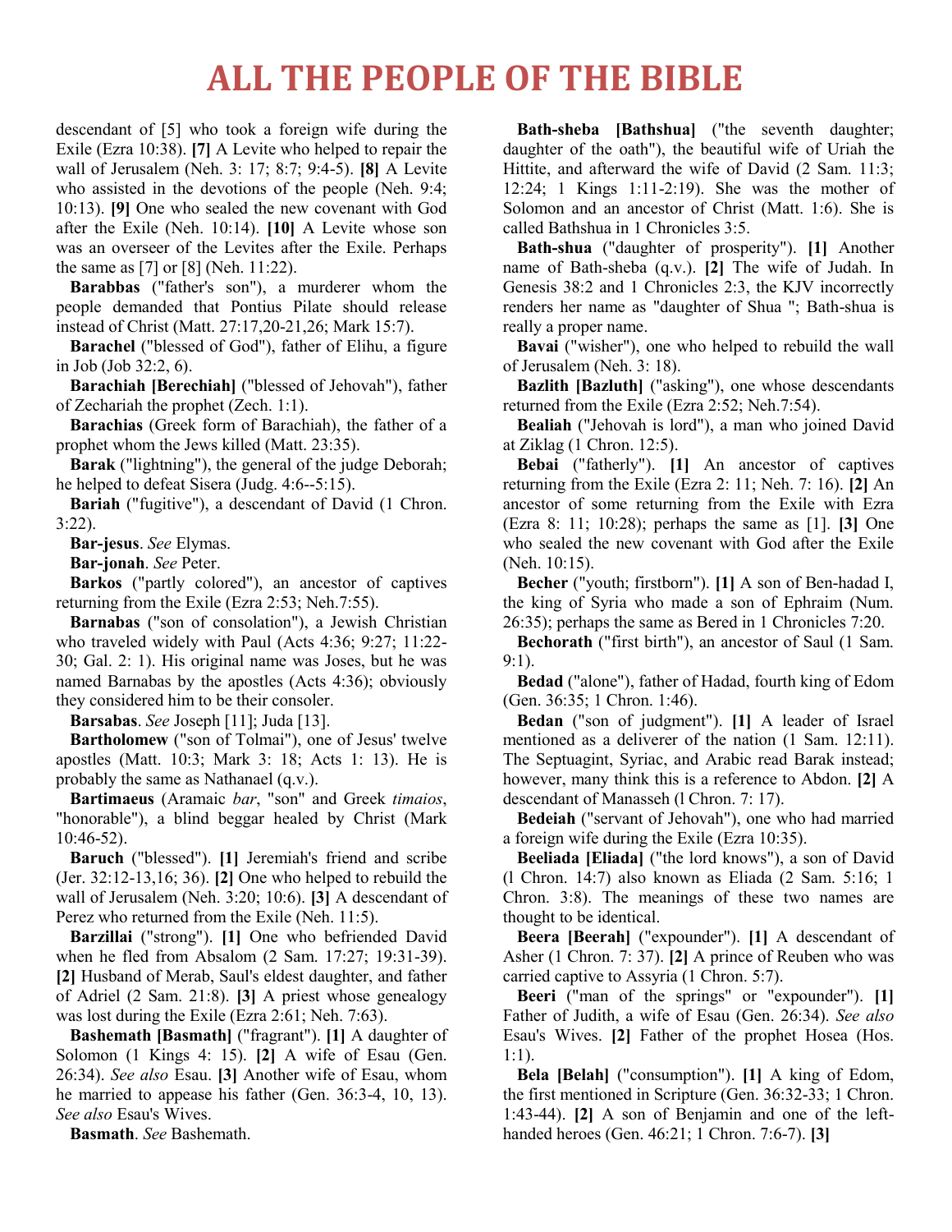descendant of [5] who took a foreign wife during the Exile (Ezra 10:38). **[7]** A Levite who helped to repair the wall of Jerusalem (Neh. 3: 17; 8:7; 9:4-5). **[8]** A Levite who assisted in the devotions of the people (Neh. 9:4; 10:13). **[9]** One who sealed the new covenant with God after the Exile (Neh. 10:14). **[10]** A Levite whose son was an overseer of the Levites after the Exile. Perhaps the same as [7] or [8] (Neh. 11:22).

**Barabbas** ("father's son"), a murderer whom the people demanded that Pontius Pilate should release instead of Christ (Matt. 27:17,20-21,26; Mark 15:7).

**Barachel** ("blessed of God"), father of Elihu, a figure in Job (Job 32:2, 6).

**Barachiah [Berechiah]** ("blessed of Jehovah"), father of Zechariah the prophet (Zech. 1:1).

**Barachias** (Greek form of Barachiah), the father of a prophet whom the Jews killed (Matt. 23:35).

**Barak** ("lightning"), the general of the judge Deborah; he helped to defeat Sisera (Judg. 4:6--5:15).

**Bariah** ("fugitive"), a descendant of David (1 Chron. 3:22).

**Bar-jesus**. *See* Elymas.

**Bar-jonah**. *See* Peter.

**Barkos** ("partly colored"), an ancestor of captives returning from the Exile (Ezra 2:53; Neh.7:55).

**Barnabas** ("son of consolation"), a Jewish Christian who traveled widely with Paul (Acts 4:36; 9:27; 11:22-30; Gal. 2: 1). His original name was Joses, but he was named Barnabas by the apostles (Acts 4:36); obviously they considered him to be their consoler.

**Barsabas**. *See* Joseph [11]; Juda [13].

**Bartholomew** ("son of Tolmai"), one of Jesus' twelve apostles (Matt. 10:3; Mark 3: 18; Acts 1: 13). He is probably the same as Nathanael (q.v.).

**Bartimaeus** (Aramaic *bar*, "son" and Greek *timaios*, "honorable"), a blind beggar healed by Christ (Mark 10:46-52).

**Baruch** ("blessed"). **[1]** Jeremiah's friend and scribe (Jer. 32:12-13,16; 36). **[2]** One who helped to rebuild the wall of Jerusalem (Neh. 3:20; 10:6). **[3]** A descendant of Perez who returned from the Exile (Neh. 11:5).

**Barzillai** ("strong"). **[1]** One who befriended David when he fled from Absalom (2 Sam. 17:27; 19:31-39). **[2]** Husband of Merab, Saul's eldest daughter, and father of Adriel (2 Sam. 21:8). **[3]** A priest whose genealogy was lost during the Exile (Ezra 2:61; Neh. 7:63).

**Bashemath [Basmath]** ("fragrant"). **[1]** A daughter of Solomon (1 Kings 4: 15). **[2]** A wife of Esau (Gen. 26:34). *See also* Esau. **[3]** Another wife of Esau, whom he married to appease his father (Gen. 36:3-4, 10, 13). *See also* Esau's Wives.

**Basmath**. *See* Bashemath.

**Bath-sheba [Bathshua]** ("the seventh daughter; daughter of the oath"), the beautiful wife of Uriah the Hittite, and afterward the wife of David (2 Sam. 11:3; 12:24; 1 Kings 1:11-2:19). She was the mother of Solomon and an ancestor of Christ (Matt. 1:6). She is called Bathshua in 1 Chronicles 3:5.

**Bath-shua** ("daughter of prosperity"). **[1]** Another name of Bath-sheba (q.v.). **[2]** The wife of Judah. In Genesis 38:2 and 1 Chronicles 2:3, the KJV incorrectly renders her name as "daughter of Shua "; Bath-shua is really a proper name.

**Bavai** ("wisher"), one who helped to rebuild the wall of Jerusalem (Neh. 3: 18).

**Bazlith [Bazluth]** ("asking"), one whose descendants returned from the Exile (Ezra 2:52; Neh.7:54).

**Bealiah** ("Jehovah is lord"), a man who joined David at Ziklag (1 Chron. 12:5).

**Bebai** ("fatherly"). **[1]** An ancestor of captives returning from the Exile (Ezra 2: 11; Neh. 7: 16). **[2]** An ancestor of some returning from the Exile with Ezra (Ezra 8: 11; 10:28); perhaps the same as [1]. **[3]** One who sealed the new covenant with God after the Exile (Neh. 10:15).

**Becher** ("youth; firstborn"). **[1]** A son of Ben-hadad I, the king of Syria who made a son of Ephraim (Num. 26:35); perhaps the same as Bered in 1 Chronicles 7:20.

**Bechorath** ("first birth"), an ancestor of Saul (1 Sam. 9:1).

**Bedad** ("alone"), father of Hadad, fourth king of Edom (Gen. 36:35; 1 Chron. 1:46).

**Bedan** ("son of judgment"). **[1]** A leader of Israel mentioned as a deliverer of the nation (1 Sam. 12:11). The Septuagint, Syriac, and Arabic read Barak instead; however, many think this is a reference to Abdon. **[2]** A descendant of Manasseh (l Chron. 7: 17).

**Bedeiah** ("servant of Jehovah"), one who had married a foreign wife during the Exile (Ezra 10:35).

**Beeliada [Eliada]** ("the lord knows"), a son of David (l Chron. 14:7) also known as Eliada (2 Sam. 5:16; 1 Chron. 3:8). The meanings of these two names are thought to be identical.

**Beera [Beerah]** ("expounder"). **[1]** A descendant of Asher (1 Chron. 7: 37). **[2]** A prince of Reuben who was carried captive to Assyria (1 Chron. 5:7).

**Beeri** ("man of the springs" or "expounder"). **[1]** Father of Judith, a wife of Esau (Gen. 26:34). *See also* Esau's Wives. **[2]** Father of the prophet Hosea (Hos. 1:1).

**Bela [Belah]** ("consumption"). **[1]** A king of Edom, the first mentioned in Scripture (Gen. 36:32-33; 1 Chron. 1:43-44). **[2]** A son of Benjamin and one of the left-handed heroes (Gen. 46:21; 1 Chron. 7:6-7). **[3]**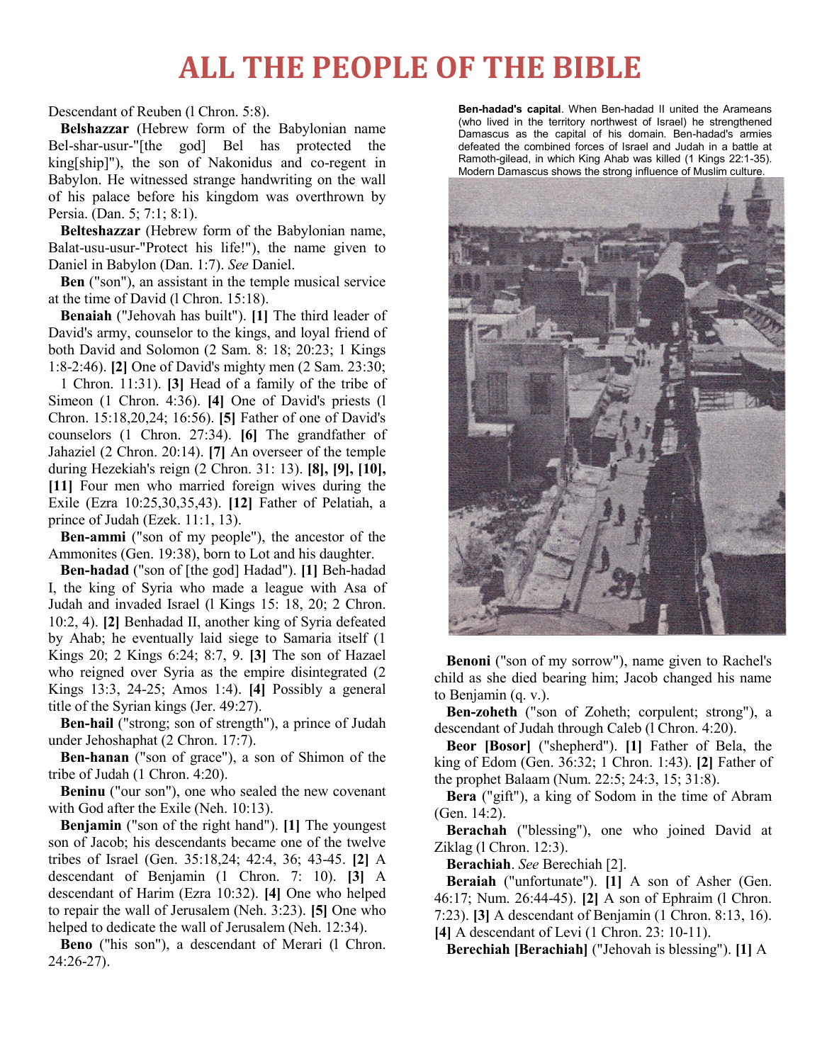# ALL THE PEOPLE OF THE BIBLE

Descendant of Reuben (l Chron. 5:8).

**Belshazzar** (Hebrew form of the Babylonian name Bel-shar-usur-"[the god] Bel has protected the king[ship]"), the son of Nakonidus and co-regent in Babylon. He witnessed strange handwriting on the wall of his palace before his kingdom was overthrown by Persia. (Dan. 5; 7:1; 8:1).

**Belteshazzar** (Hebrew form of the Babylonian name, Balat-usu-usur-"Protect his life!"), the name given to Daniel in Babylon (Dan. 1:7). *See* Daniel.

**Ben** ("son"), an assistant in the temple musical service at the time of David (l Chron. 15:18).

**Benaiah** ("Jehovah has built"). **[1]** The third leader of David's army, counselor to the kings, and loyal friend of both David and Solomon (2 Sam. 8: 18; 20:23; 1 Kings 1:8-2:46). **[2]** One of David's mighty men (2 Sam. 23:30; 1 Chron. 11:31). **[3]** Head of a family of the tribe of Simeon (1 Chron. 4:36). **[4]** One of David's priests (l Chron. 15:18,20,24; 16:56). **[5]** Father of one of David's counselors (1 Chron. 27:34). **[6]** The grandfather of Jahaziel (2 Chron. 20:14). **[7]** An overseer of the temple during Hezekiah's reign (2 Chron. 31: 13). **[8], [9], [10], [11]** Four men who married foreign wives during the Exile (Ezra 10:25,30,35,43). **[12]** Father of Pelatiah, a prince of Judah (Ezek. 11:1, 13).

**Ben-ammi** ("son of my people"), the ancestor of the Ammonites (Gen. 19:38), born to Lot and his daughter.

**Ben-hadad** ("son of [the god] Hadad"). **[1]** Beh-hadad I, the king of Syria who made a league with Asa of Judah and invaded Israel (l Kings 15: 18, 20; 2 Chron. 10:2, 4). **[2]** Benhadad II, another king of Syria defeated by Ahab; he eventually laid siege to Samaria itself (1 Kings 20; 2 Kings 6:24; 8:7, 9. **[3]** The son of Hazael who reigned over Syria as the empire disintegrated (2 Kings 13:3, 24-25; Amos 1:4). **[4]** Possibly a general title of the Syrian kings (Jer. 49:27).

**Ben-hail** ("strong; son of strength"), a prince of Judah under Jehoshaphat (2 Chron. 17:7).

**Ben-hanan** ("son of grace"), a son of Shimon of the tribe of Judah (1 Chron. 4:20).

**Beninu** ("our son"), one who sealed the new covenant with God after the Exile (Neh. 10:13).

**Benjamin** ("son of the right hand"). **[1]** The youngest son of Jacob; his descendants became one of the twelve tribes of Israel (Gen. 35:18,24; 42:4, 36; 43-45. **[2]** A descendant of Benjamin (1 Chron. 7: 10). **[3]** A descendant of Harim (Ezra 10:32). **[4]** One who helped to repair the wall of Jerusalem (Neh. 3:23). **[5]** One who helped to dedicate the wall of Jerusalem (Neh. 12:34).

**Beno** ("his son"), a descendant of Merari (l Chron. 24:26-27).

**Ben-hadad's capital**. When Ben-hadad II united the Arameans (who lived in the territory northwest of Israel) he strengthened Damascus as the capital of his domain. Ben-hadad's armies defeated the combined forces of Israel and Judah in a battle at Ramoth-gilead, in which King Ahab was killed (1 Kings 22:1-35). Modern Damascus shows the strong influence of Muslim culture.

**Benoni** ("son of my sorrow"), name given to Rachel's child as she died bearing him; Jacob changed his name to Benjamin (q. v.).

**Ben-zoheth** ("son of Zoheth; corpulent; strong"), a descendant of Judah through Caleb (l Chron. 4:20).

**Beor [Bosor]** ("shepherd"). **[1]** Father of Bela, the king of Edom (Gen. 36:32; 1 Chron. 1:43). **[2]** Father of the prophet Balaam (Num. 22:5; 24:3, 15; 31:8).

**Bera** ("gift"), a king of Sodom in the time of Abram (Gen. 14:2).

**Berachah** ("blessing"), one who joined David at Ziklag (l Chron. 12:3).

**Berachiah**. *See* Berechiah [2].

**Beraiah** ("unfortunate"). **[1]** A son of Asher (Gen. 46:17; Num. 26:44-45). **[2]** A son of Ephraim (l Chron. 7:23). **[3]** A descendant of Benjamin (1 Chron. 8:13, 16). **[4]** A descendant of Levi (1 Chron. 23: 10-11).

**Berechiah [Berachiah]** ("Jehovah is blessing"). **[1]** A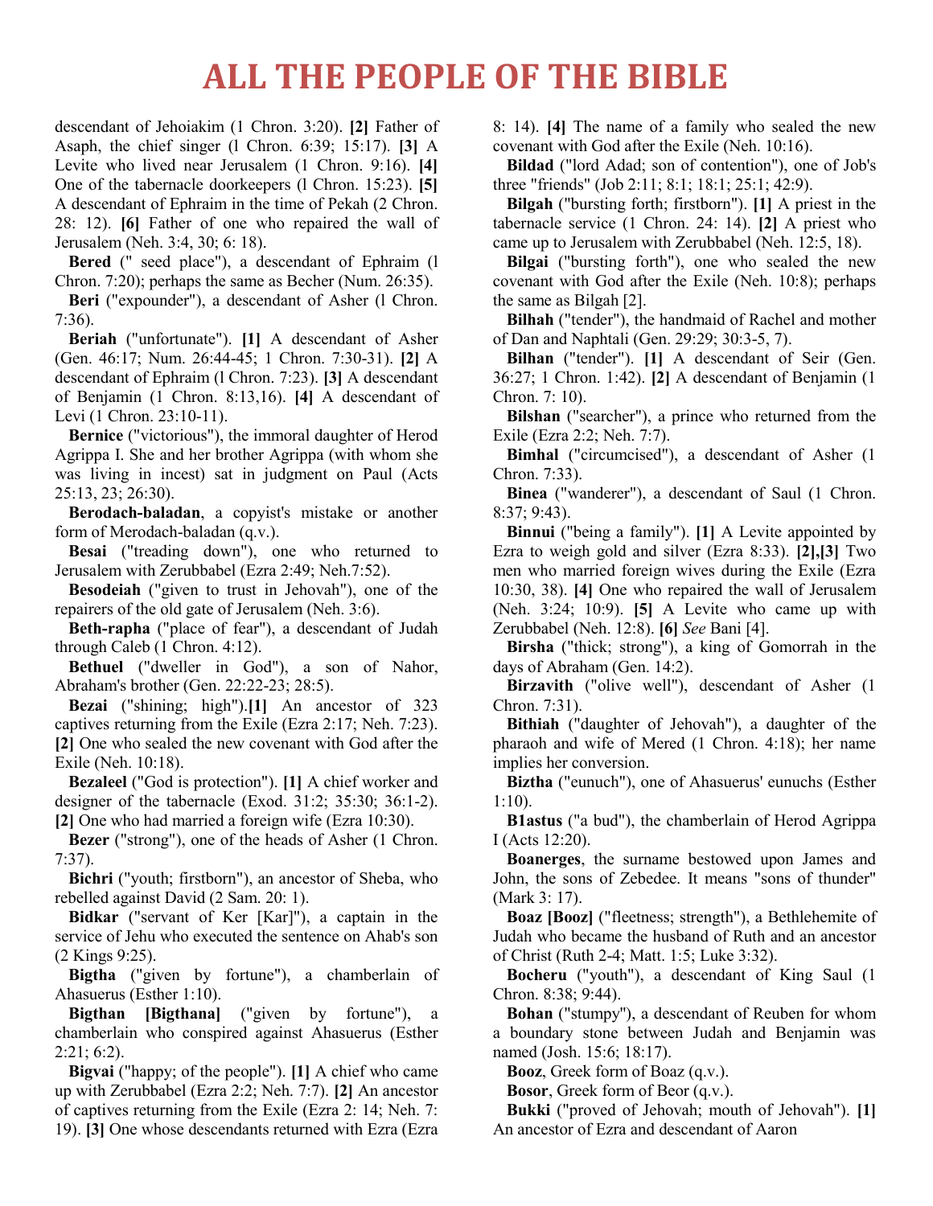descendant of Jehoiakim (1 Chron. 3:20). **[2]** Father of Asaph, the chief singer (l Chron. 6:39; 15:17). **[3]** A Levite who lived near Jerusalem (1 Chron. 9:16). **[4]** One of the tabernacle doorkeepers (l Chron. 15:23). **[5]** A descendant of Ephraim in the time of Pekah (2 Chron. 28: 12). **[6]** Father of one who repaired the wall of Jerusalem (Neh. 3:4, 30; 6: 18).

**Bered** (" seed place"), a descendant of Ephraim (l Chron. 7:20); perhaps the same as Becher (Num. 26:35).

**Beri** ("expounder"), a descendant of Asher (l Chron. 7:36).

**Beriah** ("unfortunate"). **[1]** A descendant of Asher (Gen. 46:17; Num. 26:44-45; 1 Chron. 7:30-31). **[2]** A descendant of Ephraim (l Chron. 7:23). **[3]** A descendant of Benjamin (1 Chron. 8:13,16). **[4]** A descendant of Levi (1 Chron. 23:10-11).

**Bernice** ("victorious"), the immoral daughter of Herod Agrippa I. She and her brother Agrippa (with whom she was living in incest) sat in judgment on Paul (Acts 25:13, 23; 26:30).

**Berodach-baladan**, a copyist's mistake or another form of Merodach-baladan (q.v.).

**Besai** ("treading down"), one who returned to Jerusalem with Zerubbabel (Ezra 2:49; Neh.7:52).

**Besodeiah** ("given to trust in Jehovah"), one of the repairers of the old gate of Jerusalem (Neh. 3:6).

**Beth-rapha** ("place of fear"), a descendant of Judah through Caleb (1 Chron. 4:12).

**Bethuel** ("dweller in God"), a son of Nahor, Abraham's brother (Gen. 22:22-23; 28:5).

**Bezai** ("shining; high").**[1]** An ancestor of 323 captives returning from the Exile (Ezra 2:17; Neh. 7:23). **[2]** One who sealed the new covenant with God after the Exile (Neh. 10:18).

**Bezaleel** ("God is protection"). **[1]** A chief worker and designer of the tabernacle (Exod. 31:2; 35:30; 36:1-2). **[2]** One who had married a foreign wife (Ezra 10:30).

**Bezer** ("strong"), one of the heads of Asher (1 Chron. 7:37).

**Bichri** ("youth; firstborn"), an ancestor of Sheba, who rebelled against David (2 Sam. 20: 1).

**Bidkar** ("servant of Ker [Kar]"), a captain in the service of Jehu who executed the sentence on Ahab's son (2 Kings 9:25).

**Bigtha** ("given by fortune"), a chamberlain of Ahasuerus (Esther 1:10).

**Bigthan [Bigthana]** ("given by fortune"), a chamberlain who conspired against Ahasuerus (Esther 2:21; 6:2).

**Bigvai** ("happy; of the people"). **[1]** A chief who came up with Zerubbabel (Ezra 2:2; Neh. 7:7). **[2]** An ancestor of captives returning from the Exile (Ezra 2: 14; Neh. 7: 19). **[3]** One whose descendants returned with Ezra (Ezra 8: 14). **[4]** The name of a family who sealed the new covenant with God after the Exile (Neh. 10:16).

**Bildad** ("lord Adad; son of contention"), one of Job's three "friends" (Job 2:11; 8:1; 18:1; 25:1; 42:9).

**Bilgah** ("bursting forth; firstborn"). **[1]** A priest in the tabernacle service (1 Chron. 24: 14). **[2]** A priest who came up to Jerusalem with Zerubbabel (Neh. 12:5, 18).

**Bilgai** ("bursting forth"), one who sealed the new covenant with God after the Exile (Neh. 10:8); perhaps the same as Bilgah [2].

**Bilhah** ("tender"), the handmaid of Rachel and mother of Dan and Naphtali (Gen. 29:29; 30:3-5, 7).

**Bilhan** ("tender"). **[1]** A descendant of Seir (Gen. 36:27; 1 Chron. 1:42). **[2]** A descendant of Benjamin (1 Chron. 7: 10).

**Bilshan** ("searcher"), a prince who returned from the Exile (Ezra 2:2; Neh. 7:7).

**Bimhal** ("circumcised"), a descendant of Asher (1 Chron. 7:33).

**Binea** ("wanderer"), a descendant of Saul (1 Chron. 8:37; 9:43).

**Binnui** ("being a family"). **[1]** A Levite appointed by Ezra to weigh gold and silver (Ezra 8:33). **[2],[3]** Two men who married foreign wives during the Exile (Ezra 10:30, 38). **[4]** One who repaired the wall of Jerusalem (Neh. 3:24; 10:9). **[5]** A Levite who came up with Zerubbabel (Neh. 12:8). **[6]** *See* Bani [4].

**Birsha** ("thick; strong"), a king of Gomorrah in the days of Abraham (Gen. 14:2).

**Birzavith** ("olive well"), descendant of Asher (1 Chron. 7:31).

**Bithiah** ("daughter of Jehovah"), a daughter of the pharaoh and wife of Mered (1 Chron. 4:18); her name implies her conversion.

**Biztha** ("eunuch"), one of Ahasuerus' eunuchs (Esther 1:10).

**B1astus** ("a bud"), the chamberlain of Herod Agrippa I (Acts 12:20).

**Boanerges**, the surname bestowed upon James and John, the sons of Zebedee. It means "sons of thunder" (Mark 3: 17).

**Boaz [Booz]** ("fleetness; strength"), a Bethlehemite of Judah who became the husband of Ruth and an ancestor of Christ (Ruth 2-4; Matt. 1:5; Luke 3:32).

**Bocheru** ("youth"), a descendant of King Saul (1 Chron. 8:38; 9:44).

**Bohan** ("stumpy"), a descendant of Reuben for whom a boundary stone between Judah and Benjamin was named (Josh. 15:6; 18:17).

**Booz**, Greek form of Boaz (q.v.).

**Bosor**, Greek form of Beor (q.v.).

**Bukki** ("proved of Jehovah; mouth of Jehovah"). **[1]** An ancestor of Ezra and descendant of Aaron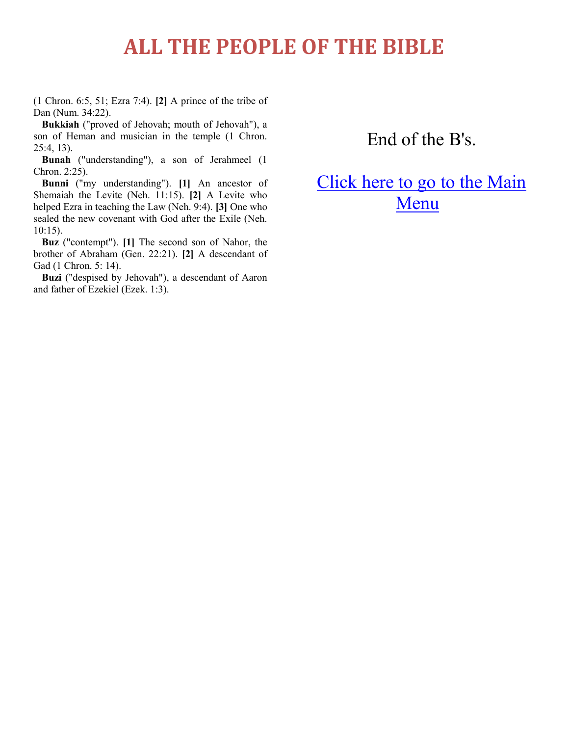(1 Chron. 6:5, 51; Ezra 7:4). **[2]** A prince of the tribe of Dan (Num. 34:22).

**Bukkiah** ("proved of Jehovah; mouth of Jehovah"), a son of Heman and musician in the temple (1 Chron. 25:4, 13).

**Bunah** ("understanding"), a son of Jerahmeel (1 Chron. 2:25).

**Bunni** ("my understanding"). **[1]** An ancestor of Shemaiah the Levite (Neh. 11:15). **[2]** A Levite who helped Ezra in teaching the Law (Neh. 9:4). **[3]** One who sealed the new covenant with God after the Exile (Neh. 10:15).

**Buz** ("contempt"). **[1]** The second son of Nahor, the brother of Abraham (Gen. 22:21). **[2]** A descendant of Gad (1 Chron. 5: 14).

**Buzi** ("despised by Jehovah"), a descendant of Aaron and father of Ezekiel (Ezek. 1:3).

End of the B's.

Click here to go to the Main Menu